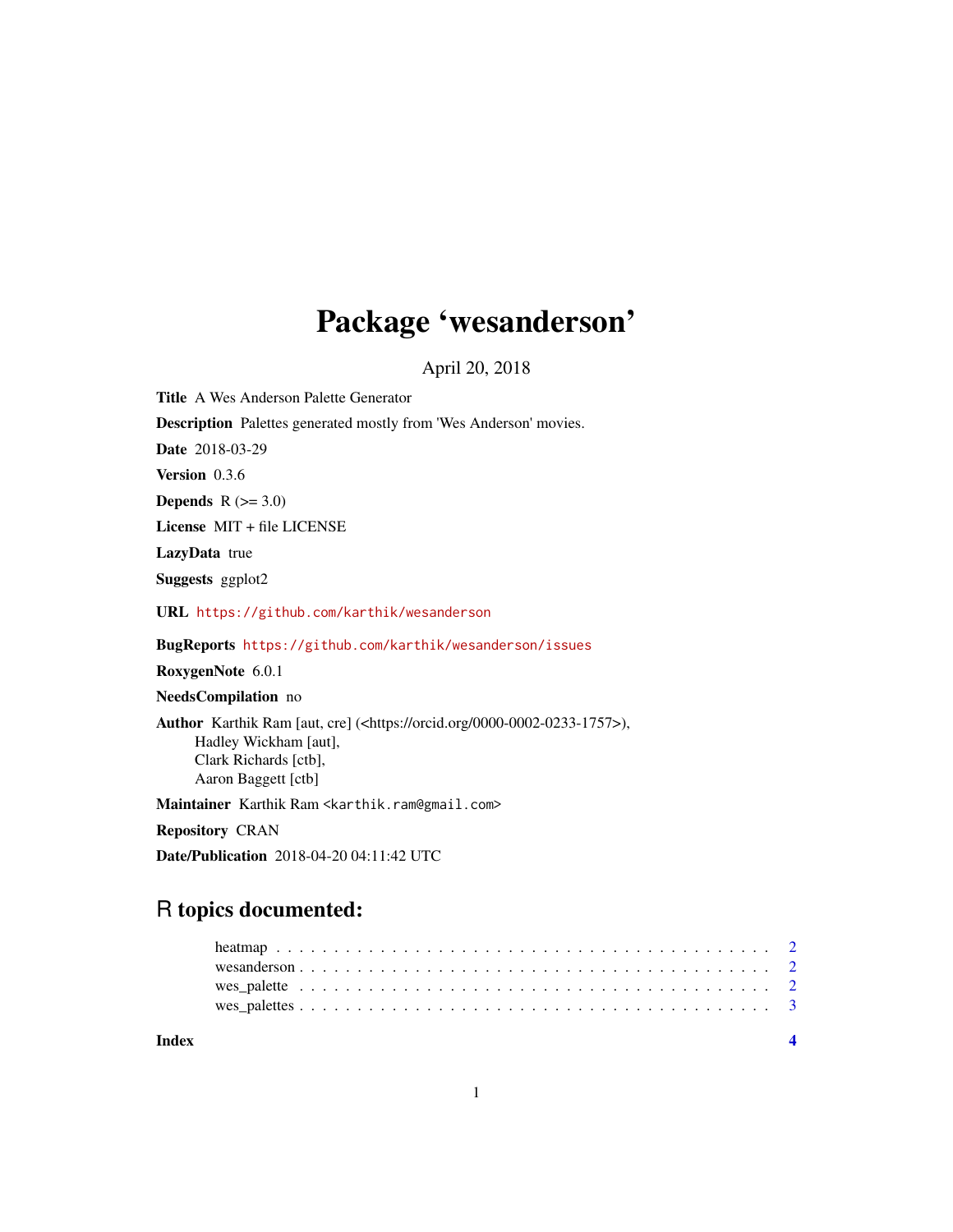# Package 'wesanderson'

April 20, 2018

**Title** A Wes Anderson Palette Generator

**Description** Palettes generated mostly from 'Wes Anderson' movies.

**Date** 2018-03-29

**Version** 0.3.6

**Depends** R (>= 3.0)

**License** MIT + file LICENSE

**LazyData** true

**Suggests** ggplot2

**URL** https://github.com/karthik/wesanderson

**BugReports** https://github.com/karthik/wesanderson/issues

**RoxygenNote** 6.0.1

**NeedsCompilation** no

**Author** Karthik Ram [aut, cre] (<https://orcid.org/0000-0002-0233-1757>),
Hadley Wickham [aut],
Clark Richards [ctb],
Aaron Baggett [ctb]

**Maintainer** Karthik Ram <karthik.ram@gmail.com>

**Repository** CRAN

**Date/Publication** 2018-04-20 04:11:42 UTC

## R topics documented:

- heatmap . . . . . . . . . . . . . . . . . . . . . . . . . . . . . . . . . . . . . . . . . . 2
- wesanderson . . . . . . . . . . . . . . . . . . . . . . . . . . . . . . . . . . . . . . . . 2
- wes_palette . . . . . . . . . . . . . . . . . . . . . . . . . . . . . . . . . . . . . . . . 2
- wes_palettes . . . . . . . . . . . . . . . . . . . . . . . . . . . . . . . . . . . . . . . 3

**Index** 4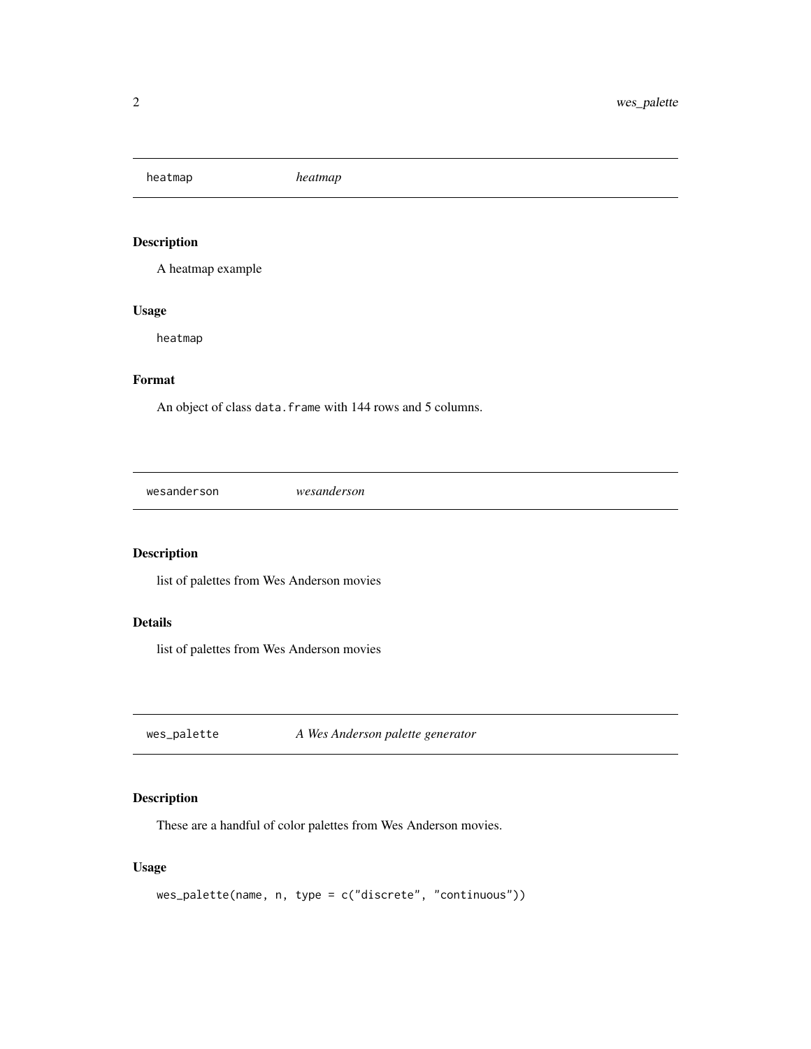## heatmap *heatmap*

### Description

A heatmap example

### Usage

```
heatmap
```

### Format

An object of class `data.frame` with 144 rows and 5 columns.

## wesanderson *wesanderson*

### Description

list of palettes from Wes Anderson movies

### Details

list of palettes from Wes Anderson movies

## wes_palette *A Wes Anderson palette generator*

### Description

These are a handful of color palettes from Wes Anderson movies.

### Usage

```
wes_palette(name, n, type = c("discrete", "continuous"))
```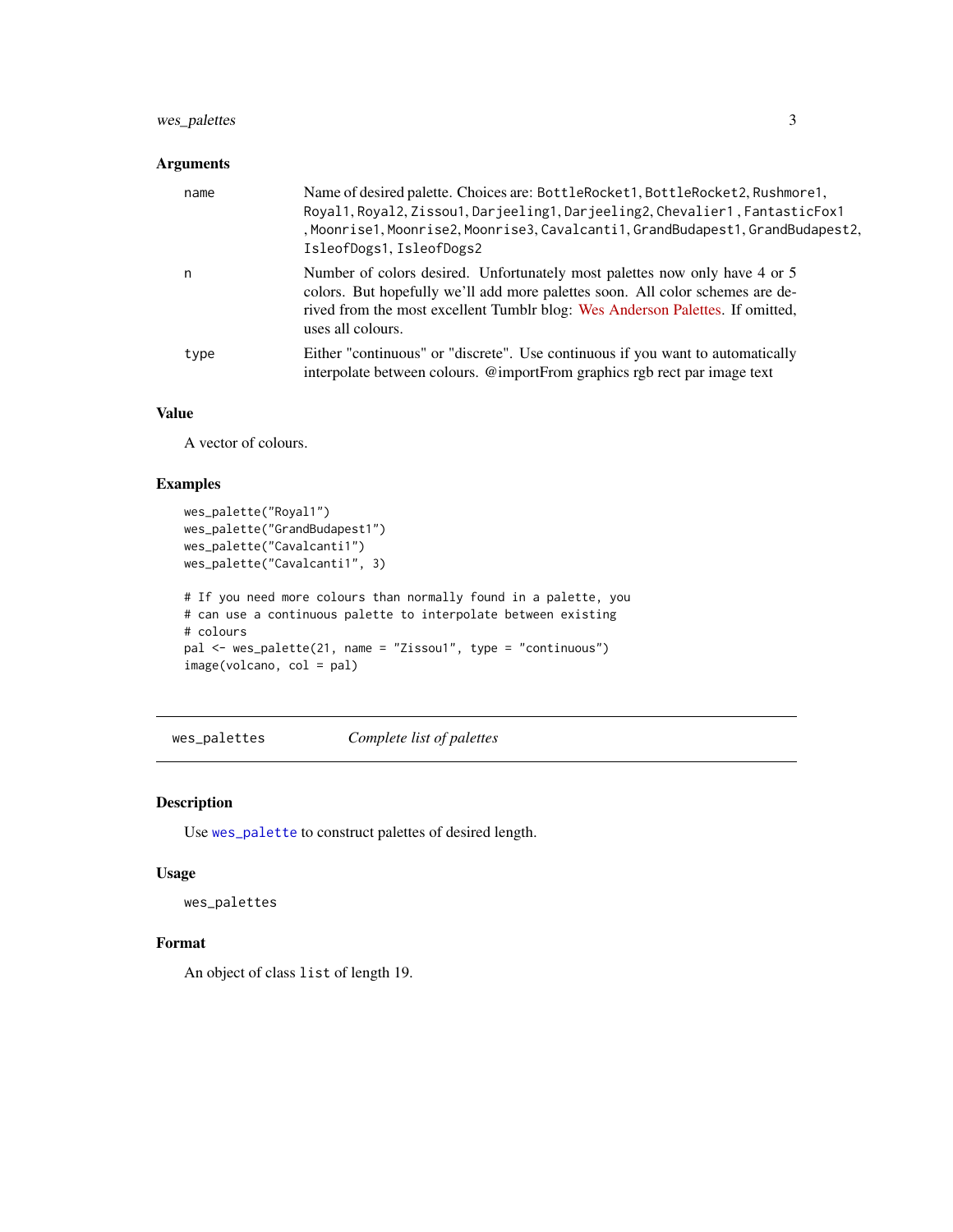### Arguments

| | |
|---|---|
| name | Name of desired palette. Choices are: `BottleRocket1`, `BottleRocket2`, `Rushmore1`, `Royal1`, `Royal2`, `Zissou1`, `Darjeeling1`, `Darjeeling2`, `Chevalier1` , `FantasticFox1` , `Moonrise1`, `Moonrise2`, `Moonrise3`, `Cavalcanti1`, `GrandBudapest1`, `GrandBudapest2`, `IsleofDogs1`, `IsleofDogs2` |
| n | Number of colors desired. Unfortunately most palettes now only have 4 or 5 colors. But hopefully we'll add more palettes soon. All color schemes are derived from the most excellent Tumblr blog: Wes Anderson Palettes. If omitted, uses all colours. |
| type | Either "continuous" or "discrete". Use continuous if you want to automatically interpolate between colours. @importFrom graphics rgb rect par image text |

### Value

A vector of colours.

### Examples

```
wes_palette("Royal1")
wes_palette("GrandBudapest1")
wes_palette("Cavalcanti1")
wes_palette("Cavalcanti1", 3)

# If you need more colours than normally found in a palette, you
# can use a continuous palette to interpolate between existing
# colours
pal <- wes_palette(21, name = "Zissou1", type = "continuous")
image(volcano, col = pal)
```

---

## wes_palettes — *Complete list of palettes*

---

### Description

Use `wes_palette` to construct palettes of desired length.

### Usage

```
wes_palettes
```

### Format

An object of class `list` of length 19.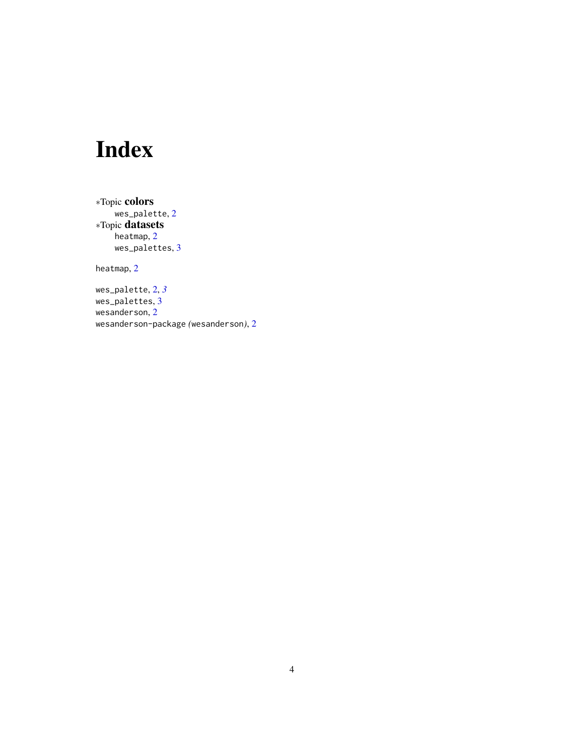# Index

∗Topic **colors**
  wes_palette, 2
∗Topic **datasets**
  heatmap, 2
  wes_palettes, 3

heatmap, 2

wes_palette, 2, *3*
wes_palettes, 3
wesanderson, 2
wesanderson-package *(*wesanderson*)*, 2